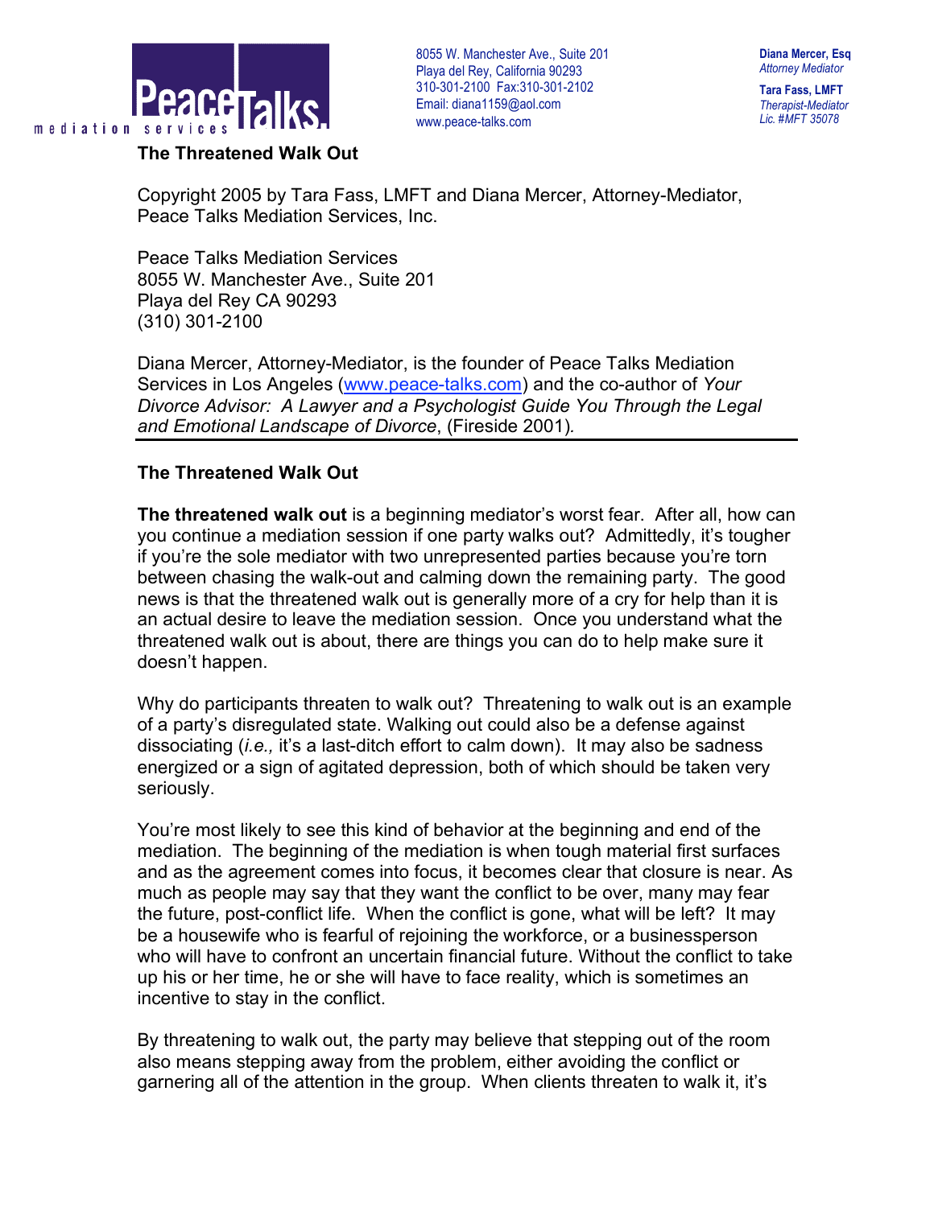PeaceTalks mediation services

8055 W. Manchester Ave., Suite 201
Playa del Rey, California 90293
310-301-2100 Fax:310-301-2102
Email: diana1159@aol.com
www.peace-talks.com

**Diana Mercer, Esq**
*Attorney Mediator*

**Tara Fass, LMFT**
*Therapist-Mediator*
*Lic. #MFT 35078*

**The Threatened Walk Out**

Copyright 2005 by Tara Fass, LMFT and Diana Mercer, Attorney-Mediator, Peace Talks Mediation Services, Inc.

Peace Talks Mediation Services
8055 W. Manchester Ave., Suite 201
Playa del Rey CA 90293
(310) 301-2100

Diana Mercer, Attorney-Mediator, is the founder of Peace Talks Mediation Services in Los Angeles (www.peace-talks.com) and the co-author of *Your Divorce Advisor: A Lawyer and a Psychologist Guide You Through the Legal and Emotional Landscape of Divorce*, (Fireside 2001).

---

## The Threatened Walk Out

**The threatened walk out** is a beginning mediator's worst fear. After all, how can you continue a mediation session if one party walks out? Admittedly, it's tougher if you're the sole mediator with two unrepresented parties because you're torn between chasing the walk-out and calming down the remaining party. The good news is that the threatened walk out is generally more of a cry for help than it is an actual desire to leave the mediation session. Once you understand what the threatened walk out is about, there are things you can do to help make sure it doesn't happen.

Why do participants threaten to walk out? Threatening to walk out is an example of a party's disregulated state. Walking out could also be a defense against dissociating (*i.e.,* it's a last-ditch effort to calm down). It may also be sadness energized or a sign of agitated depression, both of which should be taken very seriously.

You're most likely to see this kind of behavior at the beginning and end of the mediation. The beginning of the mediation is when tough material first surfaces and as the agreement comes into focus, it becomes clear that closure is near. As much as people may say that they want the conflict to be over, many may fear the future, post-conflict life. When the conflict is gone, what will be left? It may be a housewife who is fearful of rejoining the workforce, or a businessperson who will have to confront an uncertain financial future. Without the conflict to take up his or her time, he or she will have to face reality, which is sometimes an incentive to stay in the conflict.

By threatening to walk out, the party may believe that stepping out of the room also means stepping away from the problem, either avoiding the conflict or garnering all of the attention in the group. When clients threaten to walk it, it's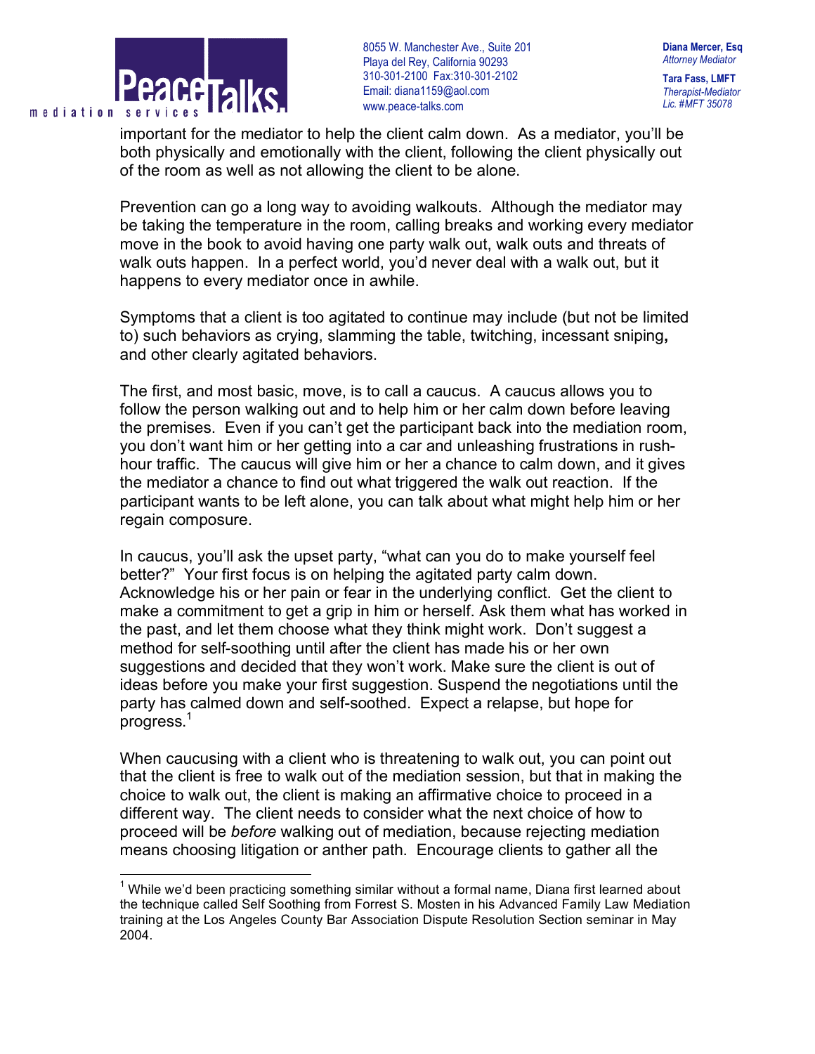important for the mediator to help the client calm down. As a mediator, you'll be both physically and emotionally with the client, following the client physically out of the room as well as not allowing the client to be alone.

Prevention can go a long way to avoiding walkouts. Although the mediator may be taking the temperature in the room, calling breaks and working every mediator move in the book to avoid having one party walk out, walk outs and threats of walk outs happen. In a perfect world, you'd never deal with a walk out, but it happens to every mediator once in awhile.

Symptoms that a client is too agitated to continue may include (but not be limited to) such behaviors as crying, slamming the table, twitching, incessant sniping**,** and other clearly agitated behaviors.

The first, and most basic, move, is to call a caucus. A caucus allows you to follow the person walking out and to help him or her calm down before leaving the premises. Even if you can't get the participant back into the mediation room, you don't want him or her getting into a car and unleashing frustrations in rush-hour traffic. The caucus will give him or her a chance to calm down, and it gives the mediator a chance to find out what triggered the walk out reaction. If the participant wants to be left alone, you can talk about what might help him or her regain composure.

In caucus, you'll ask the upset party, "what can you do to make yourself feel better?" Your first focus is on helping the agitated party calm down. Acknowledge his or her pain or fear in the underlying conflict. Get the client to make a commitment to get a grip in him or herself. Ask them what has worked in the past, and let them choose what they think might work. Don't suggest a method for self-soothing until after the client has made his or her own suggestions and decided that they won't work. Make sure the client is out of ideas before you make your first suggestion. Suspend the negotiations until the party has calmed down and self-soothed. Expect a relapse, but hope for progress.[1]

When caucusing with a client who is threatening to walk out, you can point out that the client is free to walk out of the mediation session, but that in making the choice to walk out, the client is making an affirmative choice to proceed in a different way. The client needs to consider what the next choice of how to proceed will be *before* walking out of mediation, because rejecting mediation means choosing litigation or anther path. Encourage clients to gather all the

[1] While we'd been practicing something similar without a formal name, Diana first learned about the technique called Self Soothing from Forrest S. Mosten in his Advanced Family Law Mediation training at the Los Angeles County Bar Association Dispute Resolution Section seminar in May 2004.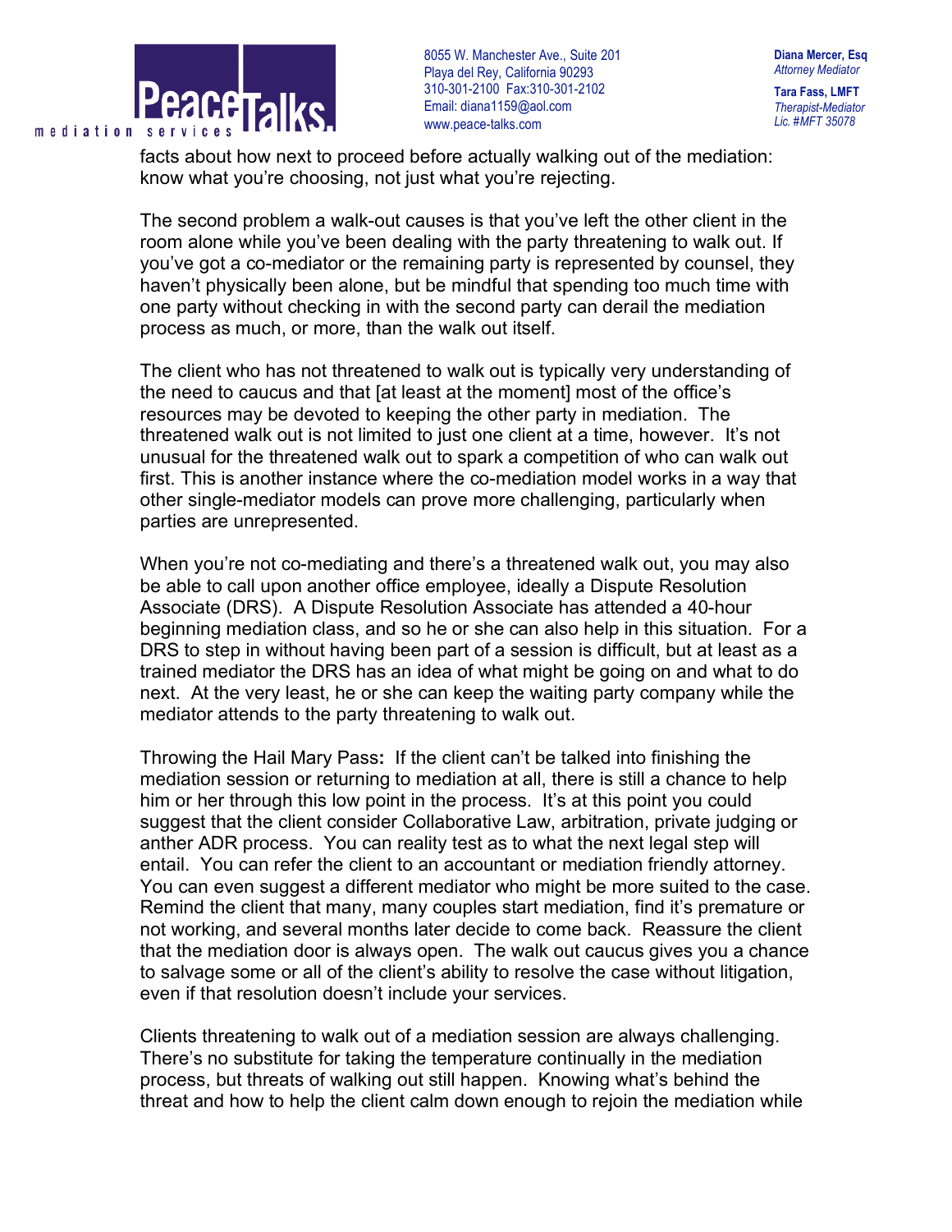facts about how next to proceed before actually walking out of the mediation: know what you're choosing, not just what you're rejecting.

The second problem a walk-out causes is that you've left the other client in the room alone while you've been dealing with the party threatening to walk out. If you've got a co-mediator or the remaining party is represented by counsel, they haven't physically been alone, but be mindful that spending too much time with one party without checking in with the second party can derail the mediation process as much, or more, than the walk out itself.

The client who has not threatened to walk out is typically very understanding of the need to caucus and that [at least at the moment] most of the office's resources may be devoted to keeping the other party in mediation. The threatened walk out is not limited to just one client at a time, however. It's not unusual for the threatened walk out to spark a competition of who can walk out first. This is another instance where the co-mediation model works in a way that other single-mediator models can prove more challenging, particularly when parties are unrepresented.

When you're not co-mediating and there's a threatened walk out, you may also be able to call upon another office employee, ideally a Dispute Resolution Associate (DRS). A Dispute Resolution Associate has attended a 40-hour beginning mediation class, and so he or she can also help in this situation. For a DRS to step in without having been part of a session is difficult, but at least as a trained mediator the DRS has an idea of what might be going on and what to do next. At the very least, he or she can keep the waiting party company while the mediator attends to the party threatening to walk out.

Throwing the Hail Mary Pass**:** If the client can't be talked into finishing the mediation session or returning to mediation at all, there is still a chance to help him or her through this low point in the process. It's at this point you could suggest that the client consider Collaborative Law, arbitration, private judging or anther ADR process. You can reality test as to what the next legal step will entail. You can refer the client to an accountant or mediation friendly attorney. You can even suggest a different mediator who might be more suited to the case. Remind the client that many, many couples start mediation, find it's premature or not working, and several months later decide to come back. Reassure the client that the mediation door is always open. The walk out caucus gives you a chance to salvage some or all of the client's ability to resolve the case without litigation, even if that resolution doesn't include your services.

Clients threatening to walk out of a mediation session are always challenging. There's no substitute for taking the temperature continually in the mediation process, but threats of walking out still happen. Knowing what's behind the threat and how to help the client calm down enough to rejoin the mediation while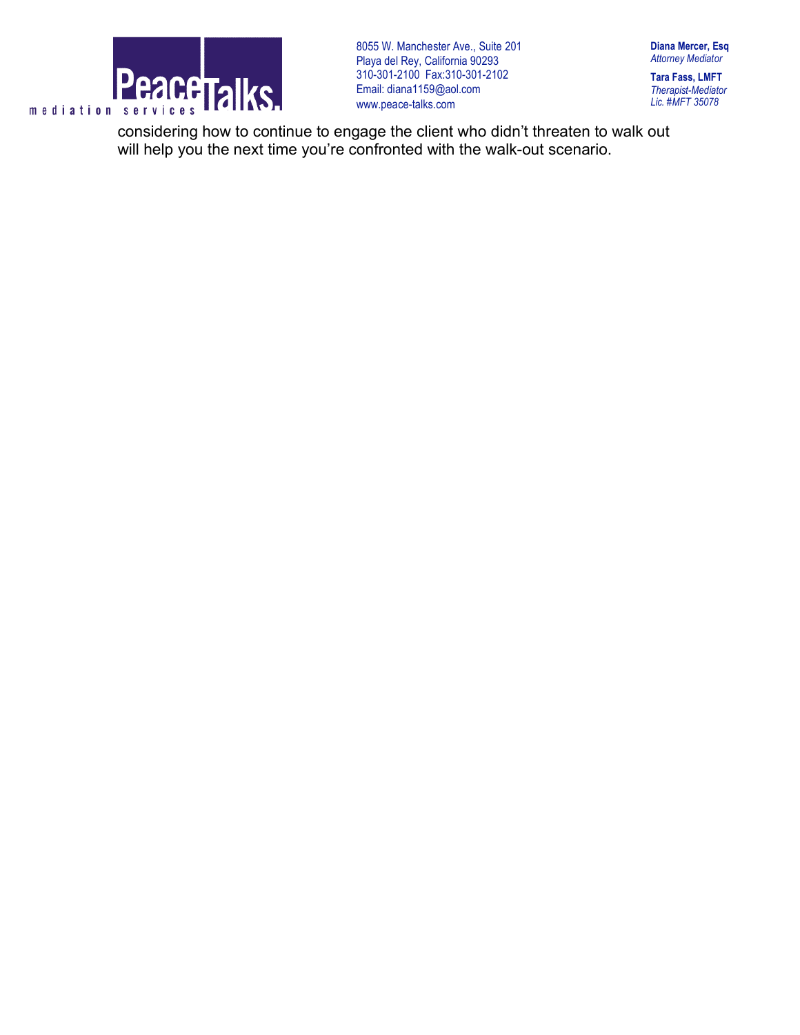considering how to continue to engage the client who didn't threaten to walk out will help you the next time you're confronted with the walk-out scenario.